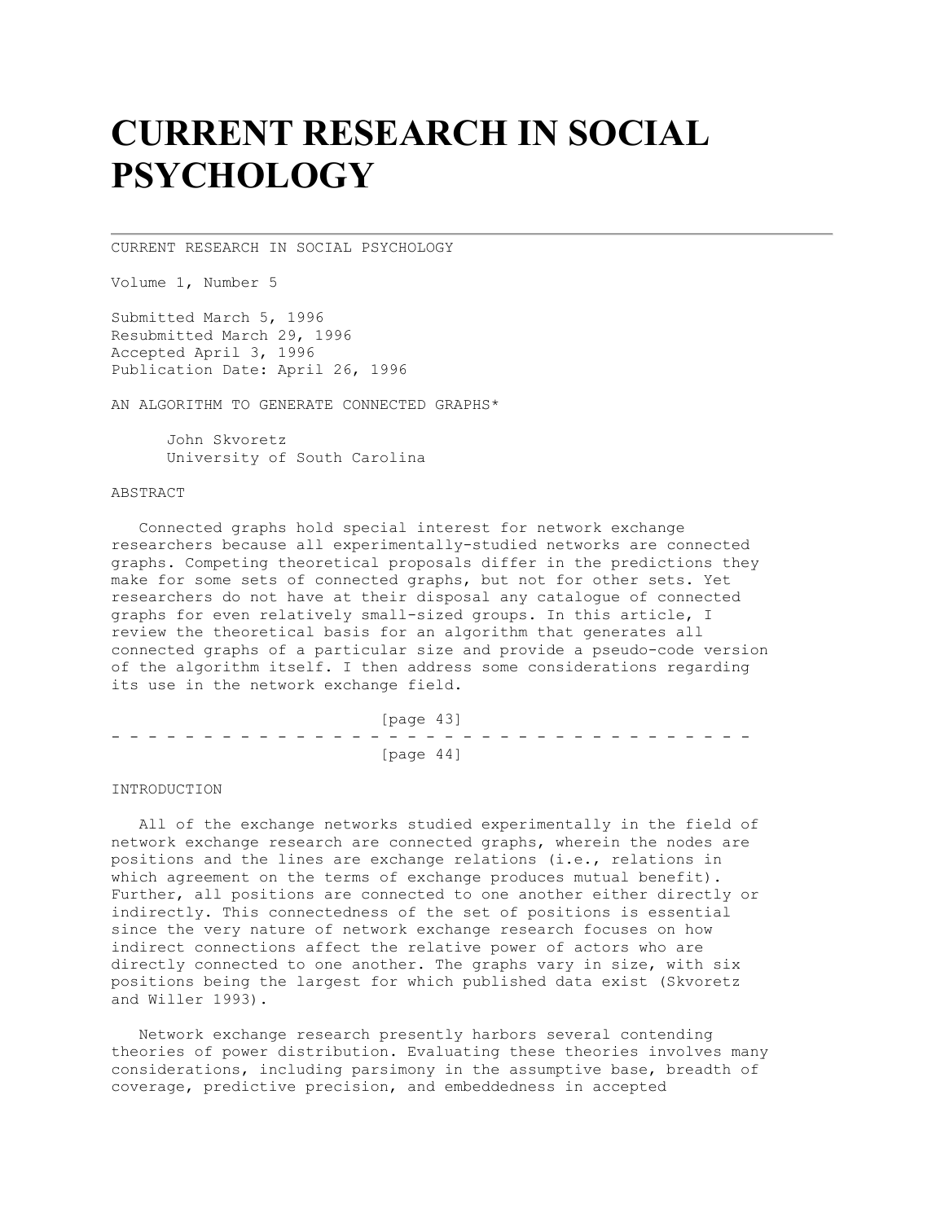# CURRENT RESEARCH IN SOCIAL PSYCHOLOGY

CURRENT RESEARCH IN SOCIAL PSYCHOLOGY

Volume 1, Number 5

Submitted March 5, 1996
Resubmitted March 29, 1996
Accepted April 3, 1996
Publication Date: April 26, 1996

AN ALGORITHM TO GENERATE CONNECTED GRAPHS*

John Skvoretz
University of South Carolina

ABSTRACT

Connected graphs hold special interest for network exchange researchers because all experimentally-studied networks are connected graphs. Competing theoretical proposals differ in the predictions they make for some sets of connected graphs, but not for other sets. Yet researchers do not have at their disposal any catalogue of connected graphs for even relatively small-sized groups. In this article, I review the theoretical basis for an algorithm that generates all connected graphs of a particular size and provide a pseudo-code version of the algorithm itself. I then address some considerations regarding its use in the network exchange field.

INTRODUCTION

All of the exchange networks studied experimentally in the field of network exchange research are connected graphs, wherein the nodes are positions and the lines are exchange relations (i.e., relations in which agreement on the terms of exchange produces mutual benefit). Further, all positions are connected to one another either directly or indirectly. This connectedness of the set of positions is essential since the very nature of network exchange research focuses on how indirect connections affect the relative power of actors who are directly connected to one another. The graphs vary in size, with six positions being the largest for which published data exist (Skvoretz and Willer 1993).

Network exchange research presently harbors several contending theories of power distribution. Evaluating these theories involves many considerations, including parsimony in the assumptive base, breadth of coverage, predictive precision, and embeddedness in accepted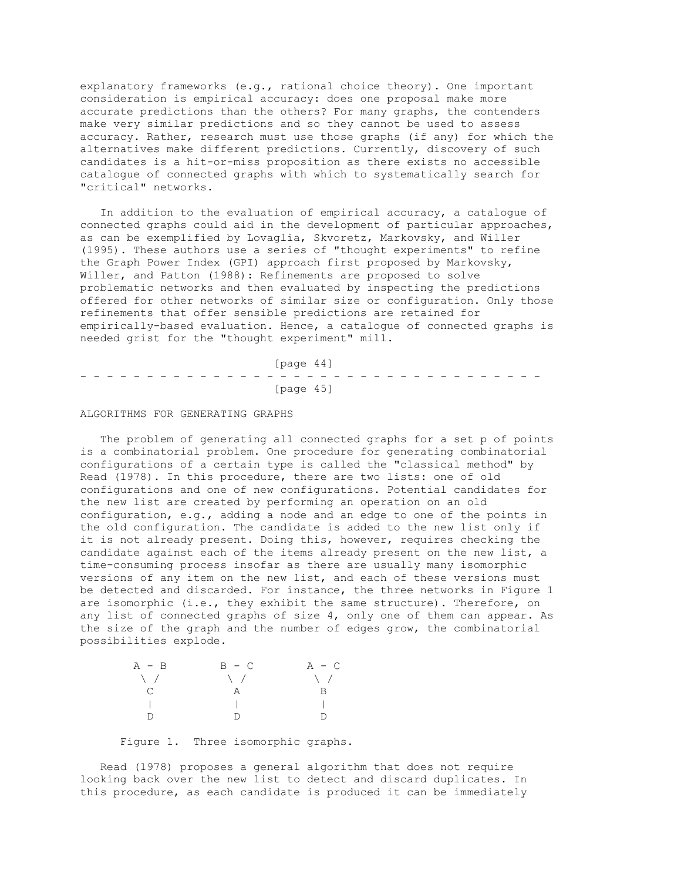explanatory frameworks (e.g., rational choice theory). One important consideration is empirical accuracy: does one proposal make more accurate predictions than the others? For many graphs, the contenders make very similar predictions and so they cannot be used to assess accuracy. Rather, research must use those graphs (if any) for which the alternatives make different predictions. Currently, discovery of such candidates is a hit-or-miss proposition as there exists no accessible catalogue of connected graphs with which to systematically search for "critical" networks.

In addition to the evaluation of empirical accuracy, a catalogue of connected graphs could aid in the development of particular approaches, as can be exemplified by Lovaglia, Skvoretz, Markovsky, and Willer (1995). These authors use a series of "thought experiments" to refine the Graph Power Index (GPI) approach first proposed by Markovsky, Willer, and Patton (1988): Refinements are proposed to solve problematic networks and then evaluated by inspecting the predictions offered for other networks of similar size or configuration. Only those refinements that offer sensible predictions are retained for empirically-based evaluation. Hence, a catalogue of connected graphs is needed grist for the "thought experiment" mill.

## ALGORITHMS FOR GENERATING GRAPHS

The problem of generating all connected graphs for a set p of points is a combinatorial problem. One procedure for generating combinatorial configurations of a certain type is called the "classical method" by Read (1978). In this procedure, there are two lists: one of old configurations and one of new configurations. Potential candidates for the new list are created by performing an operation on an old configuration, e.g., adding a node and an edge to one of the points in the old configuration. The candidate is added to the new list only if it is not already present. Doing this, however, requires checking the candidate against each of the items already present on the new list, a time-consuming process insofar as there are usually many isomorphic versions of any item on the new list, and each of these versions must be detected and discarded. For instance, the three networks in Figure 1 are isomorphic (i.e., they exhibit the same structure). Therefore, on any list of connected graphs of size 4, only one of them can appear. As the size of the graph and the number of edges grow, the combinatorial possibilities explode.

```
A - B       B - C       A - C
 \ /         \ /         \ /
  C           A           B
  |           |           |
  D           D           D
```

Figure 1. Three isomorphic graphs.

Read (1978) proposes a general algorithm that does not require looking back over the new list to detect and discard duplicates. In this procedure, as each candidate is produced it can be immediately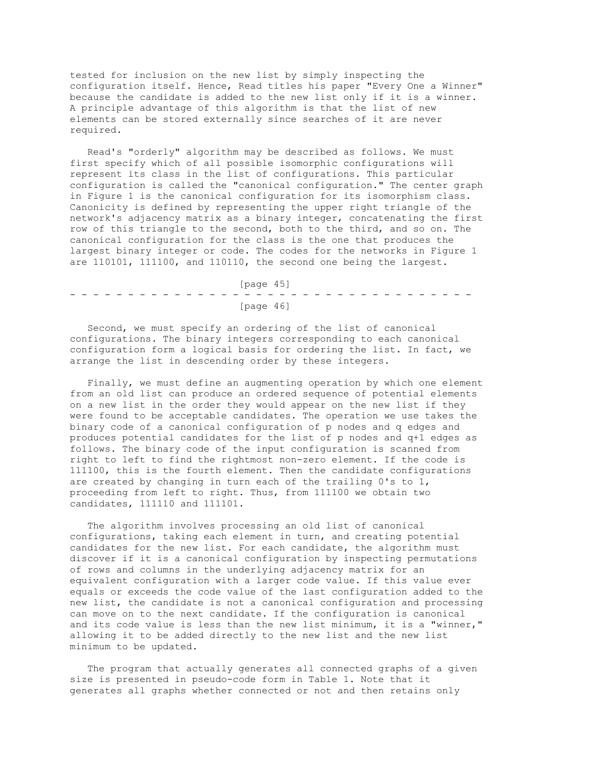tested for inclusion on the new list by simply inspecting the configuration itself. Hence, Read titles his paper "Every One a Winner" because the candidate is added to the new list only if it is a winner. A principle advantage of this algorithm is that the list of new elements can be stored externally since searches of it are never required.

Read's "orderly" algorithm may be described as follows. We must first specify which of all possible isomorphic configurations will represent its class in the list of configurations. This particular configuration is called the "canonical configuration." The center graph in Figure 1 is the canonical configuration for its isomorphism class. Canonicity is defined by representing the upper right triangle of the network's adjacency matrix as a binary integer, concatenating the first row of this triangle to the second, both to the third, and so on. The canonical configuration for the class is the one that produces the largest binary integer or code. The codes for the networks in Figure 1 are 110101, 111100, and 110110, the second one being the largest.

Second, we must specify an ordering of the list of canonical configurations. The binary integers corresponding to each canonical configuration form a logical basis for ordering the list. In fact, we arrange the list in descending order by these integers.

Finally, we must define an augmenting operation by which one element from an old list can produce an ordered sequence of potential elements on a new list in the order they would appear on the new list if they were found to be acceptable candidates. The operation we use takes the binary code of a canonical configuration of p nodes and q edges and produces potential candidates for the list of p nodes and q+1 edges as follows. The binary code of the input configuration is scanned from right to left to find the rightmost non-zero element. If the code is 111100, this is the fourth element. Then the candidate configurations are created by changing in turn each of the trailing 0's to 1, proceeding from left to right. Thus, from 111100 we obtain two candidates, 111110 and 111101.

The algorithm involves processing an old list of canonical configurations, taking each element in turn, and creating potential candidates for the new list. For each candidate, the algorithm must discover if it is a canonical configuration by inspecting permutations of rows and columns in the underlying adjacency matrix for an equivalent configuration with a larger code value. If this value ever equals or exceeds the code value of the last configuration added to the new list, the candidate is not a canonical configuration and processing can move on to the next candidate. If the configuration is canonical and its code value is less than the new list minimum, it is a "winner," allowing it to be added directly to the new list and the new list minimum to be updated.

The program that actually generates all connected graphs of a given size is presented in pseudo-code form in Table 1. Note that it generates all graphs whether connected or not and then retains only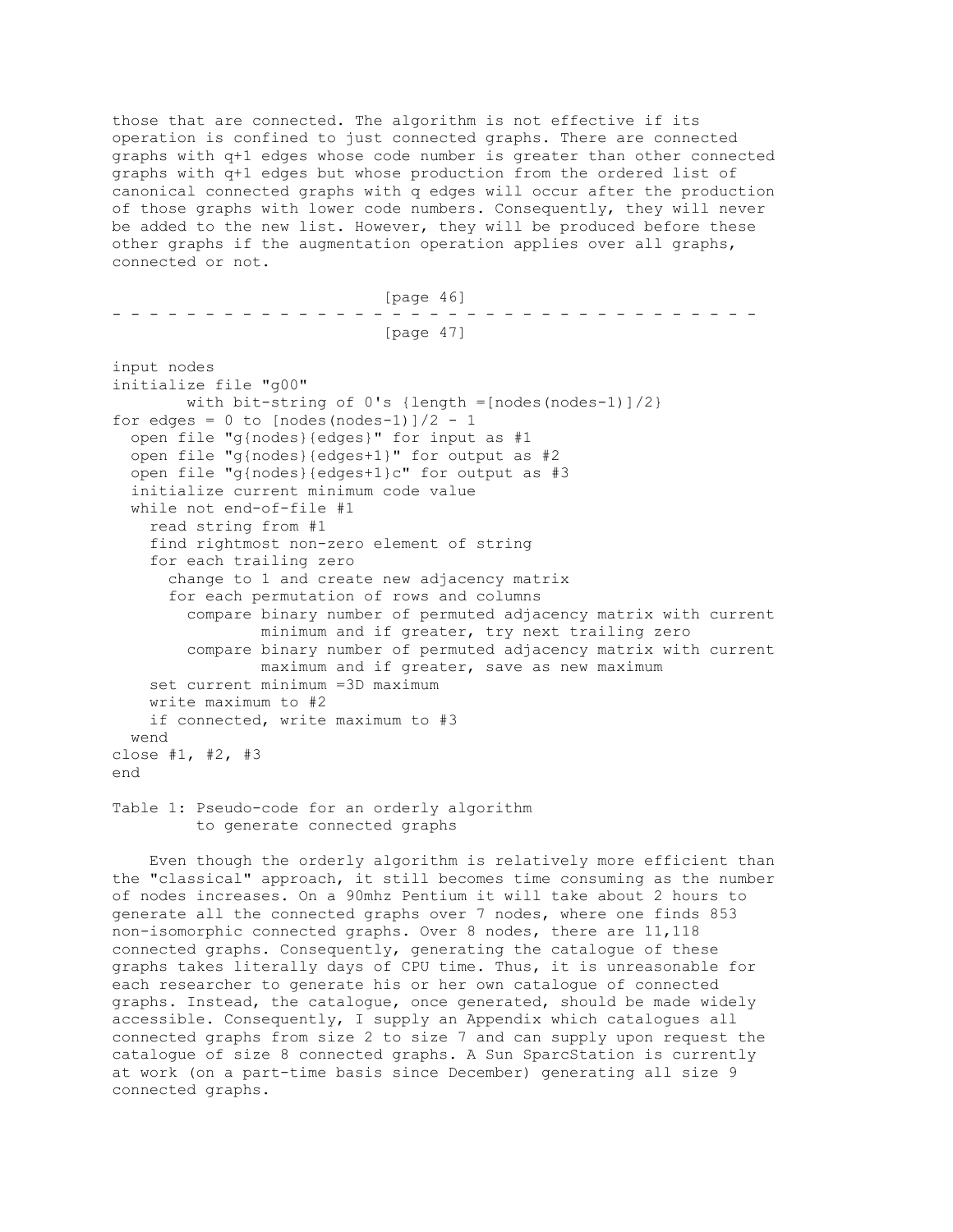those that are connected. The algorithm is not effective if its operation is confined to just connected graphs. There are connected graphs with q+1 edges whose code number is greater than other connected graphs with q+1 edges but whose production from the ordered list of canonical connected graphs with q edges will occur after the production of those graphs with lower code numbers. Consequently, they will never be added to the new list. However, they will be produced before these other graphs if the augmentation operation applies over all graphs, connected or not.

```
input nodes
initialize file "g00"
        with bit-string of 0's {length =[nodes(nodes-1)]/2}
for edges = 0 to [nodes(nodes-1)]/2 - 1
  open file "g{nodes}{edges}" for input as #1
  open file "g{nodes}{edges+1}" for output as #2
  open file "g{nodes}{edges+1}c" for output as #3
  initialize current minimum code value
  while not end-of-file #1
    read string from #1
    find rightmost non-zero element of string
    for each trailing zero
      change to 1 and create new adjacency matrix
      for each permutation of rows and columns
        compare binary number of permuted adjacency matrix with current
                minimum and if greater, try next trailing zero
        compare binary number of permuted adjacency matrix with current
                maximum and if greater, save as new maximum
    set current minimum =3D maximum
    write maximum to #2
    if connected, write maximum to #3
  wend
close #1, #2, #3
end
```

Table 1: Pseudo-code for an orderly algorithm to generate connected graphs

Even though the orderly algorithm is relatively more efficient than the "classical" approach, it still becomes time consuming as the number of nodes increases. On a 90mhz Pentium it will take about 2 hours to generate all the connected graphs over 7 nodes, where one finds 853 non-isomorphic connected graphs. Over 8 nodes, there are 11,118 connected graphs. Consequently, generating the catalogue of these graphs takes literally days of CPU time. Thus, it is unreasonable for each researcher to generate his or her own catalogue of connected graphs. Instead, the catalogue, once generated, should be made widely accessible. Consequently, I supply an Appendix which catalogues all connected graphs from size 2 to size 7 and can supply upon request the catalogue of size 8 connected graphs. A Sun SparcStation is currently at work (on a part-time basis since December) generating all size 9 connected graphs.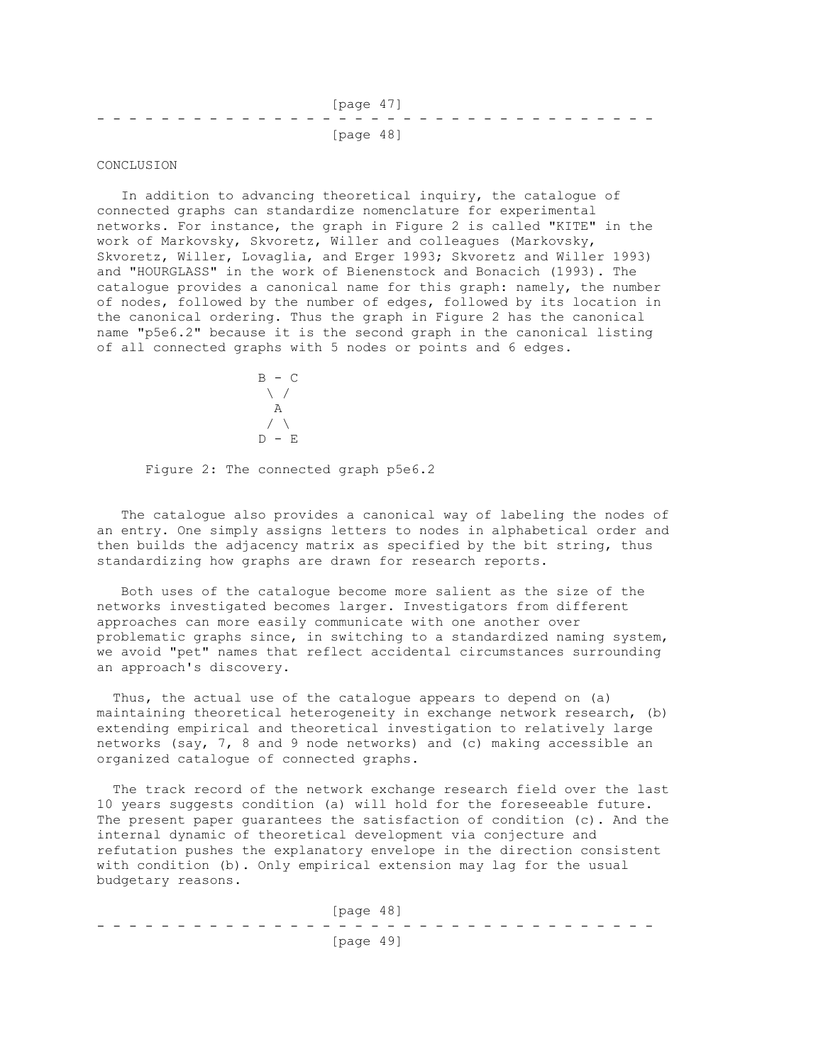## CONCLUSION

In addition to advancing theoretical inquiry, the catalogue of connected graphs can standardize nomenclature for experimental networks. For instance, the graph in Figure 2 is called "KITE" in the work of Markovsky, Skvoretz, Willer and colleagues (Markovsky, Skvoretz, Willer, Lovaglia, and Erger 1993; Skvoretz and Willer 1993) and "HOURGLASS" in the work of Bienenstock and Bonacich (1993). The catalogue provides a canonical name for this graph: namely, the number of nodes, followed by the number of edges, followed by its location in the canonical ordering. Thus the graph in Figure 2 has the canonical name "p5e6.2" because it is the second graph in the canonical listing of all connected graphs with 5 nodes or points and 6 edges.

```
B - C
 \ /
  A
 / \
D - E
```

Figure 2: The connected graph p5e6.2

The catalogue also provides a canonical way of labeling the nodes of an entry. One simply assigns letters to nodes in alphabetical order and then builds the adjacency matrix as specified by the bit string, thus standardizing how graphs are drawn for research reports.

Both uses of the catalogue become more salient as the size of the networks investigated becomes larger. Investigators from different approaches can more easily communicate with one another over problematic graphs since, in switching to a standardized naming system, we avoid "pet" names that reflect accidental circumstances surrounding an approach's discovery.

Thus, the actual use of the catalogue appears to depend on (a) maintaining theoretical heterogeneity in exchange network research, (b) extending empirical and theoretical investigation to relatively large networks (say, 7, 8 and 9 node networks) and (c) making accessible an organized catalogue of connected graphs.

The track record of the network exchange research field over the last 10 years suggests condition (a) will hold for the foreseeable future. The present paper guarantees the satisfaction of condition (c). And the internal dynamic of theoretical development via conjecture and refutation pushes the explanatory envelope in the direction consistent with condition (b). Only empirical extension may lag for the usual budgetary reasons.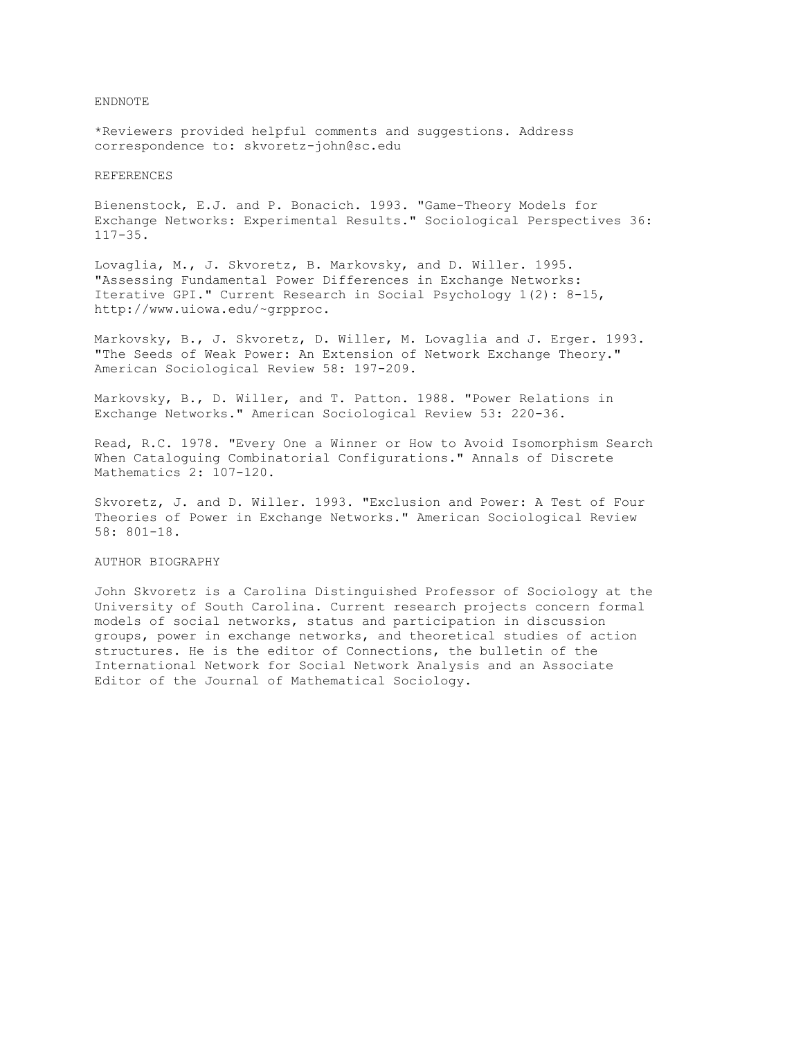## ENDNOTE

*Reviewers provided helpful comments and suggestions. Address correspondence to: skvoretz-john@sc.edu

## REFERENCES

Bienenstock, E.J. and P. Bonacich. 1993. "Game-Theory Models for Exchange Networks: Experimental Results." Sociological Perspectives 36: 117-35.

Lovaglia, M., J. Skvoretz, B. Markovsky, and D. Willer. 1995. "Assessing Fundamental Power Differences in Exchange Networks: Iterative GPI." Current Research in Social Psychology 1(2): 8-15, http://www.uiowa.edu/~grpproc.

Markovsky, B., J. Skvoretz, D. Willer, M. Lovaglia and J. Erger. 1993. "The Seeds of Weak Power: An Extension of Network Exchange Theory." American Sociological Review 58: 197-209.

Markovsky, B., D. Willer, and T. Patton. 1988. "Power Relations in Exchange Networks." American Sociological Review 53: 220-36.

Read, R.C. 1978. "Every One a Winner or How to Avoid Isomorphism Search When Cataloguing Combinatorial Configurations." Annals of Discrete Mathematics 2: 107-120.

Skvoretz, J. and D. Willer. 1993. "Exclusion and Power: A Test of Four Theories of Power in Exchange Networks." American Sociological Review 58: 801-18.

## AUTHOR BIOGRAPHY

John Skvoretz is a Carolina Distinguished Professor of Sociology at the University of South Carolina. Current research projects concern formal models of social networks, status and participation in discussion groups, power in exchange networks, and theoretical studies of action structures. He is the editor of Connections, the bulletin of the International Network for Social Network Analysis and an Associate Editor of the Journal of Mathematical Sociology.